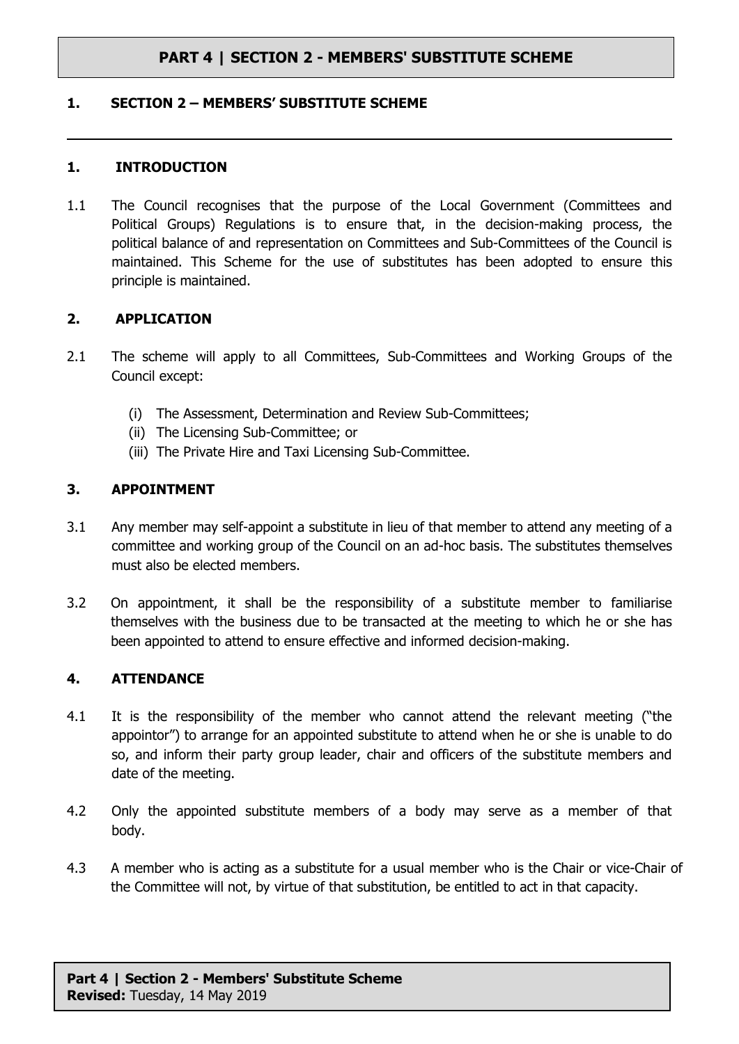# PART 4 | SECTION 2 - MEMBERS' SUBSTITUTE SCHEME

## 1. SECTION 2 – MEMBERS' SUBSTITUTE SCHEME

---

### 1. INTRODUCTION

1.1 The Council recognises that the purpose of the Local Government (Committees and Political Groups) Regulations is to ensure that, in the decision-making process, the political balance of and representation on Committees and Sub-Committees of the Council is maintained. This Scheme for the use of substitutes has been adopted to ensure this principle is maintained.

### 2. APPLICATION

2.1 The scheme will apply to all Committees, Sub-Committees and Working Groups of the Council except:

(i) The Assessment, Determination and Review Sub-Committees;
(ii) The Licensing Sub-Committee; or
(iii) The Private Hire and Taxi Licensing Sub-Committee.

### 3. APPOINTMENT

3.1 Any member may self-appoint a substitute in lieu of that member to attend any meeting of a committee and working group of the Council on an ad-hoc basis. The substitutes themselves must also be elected members.

3.2 On appointment, it shall be the responsibility of a substitute member to familiarise themselves with the business due to be transacted at the meeting to which he or she has been appointed to attend to ensure effective and informed decision-making.

### 4. ATTENDANCE

4.1 It is the responsibility of the member who cannot attend the relevant meeting ("the appointor") to arrange for an appointed substitute to attend when he or she is unable to do so, and inform their party group leader, chair and officers of the substitute members and date of the meeting.

4.2 Only the appointed substitute members of a body may serve as a member of that body.

4.3 A member who is acting as a substitute for a usual member who is the Chair or vice-Chair of the Committee will not, by virtue of that substitution, be entitled to act in that capacity.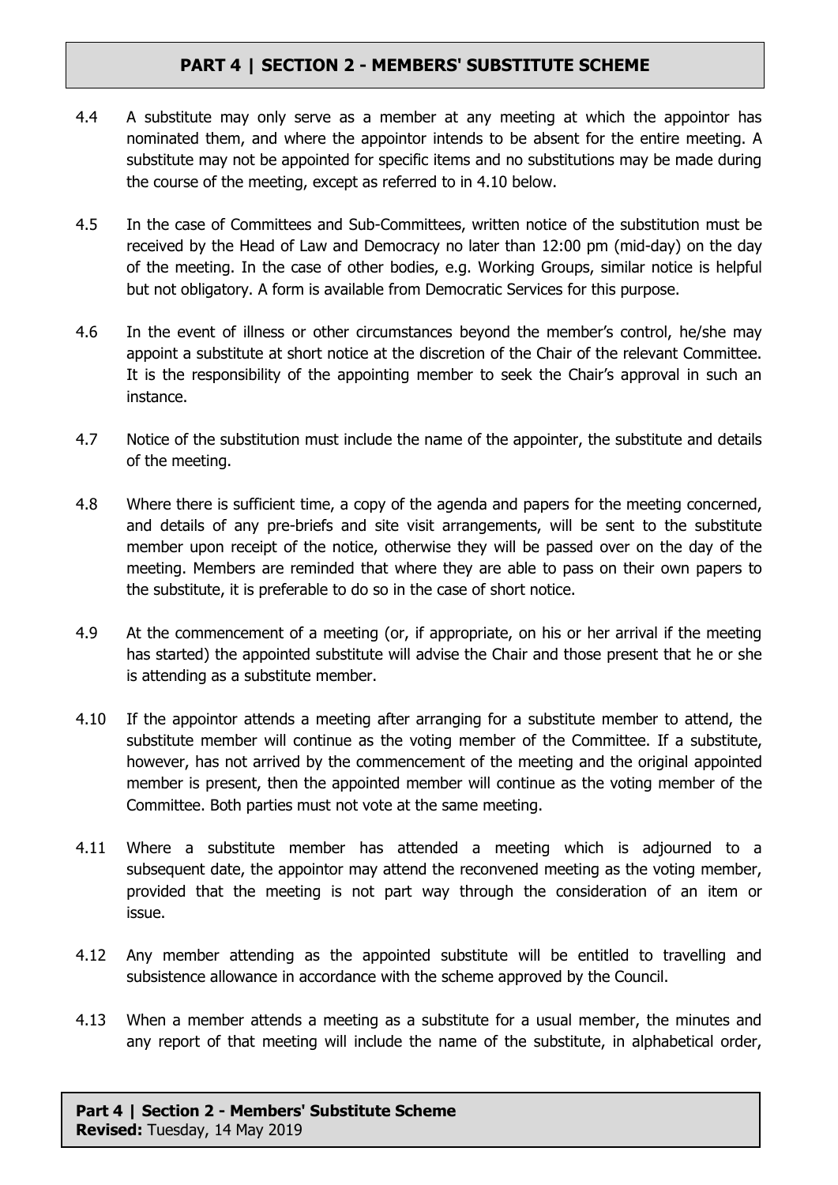4.4 A substitute may only serve as a member at any meeting at which the appointor has nominated them, and where the appointor intends to be absent for the entire meeting. A substitute may not be appointed for specific items and no substitutions may be made during the course of the meeting, except as referred to in 4.10 below.

4.5 In the case of Committees and Sub-Committees, written notice of the substitution must be received by the Head of Law and Democracy no later than 12:00 pm (mid-day) on the day of the meeting. In the case of other bodies, e.g. Working Groups, similar notice is helpful but not obligatory. A form is available from Democratic Services for this purpose.

4.6 In the event of illness or other circumstances beyond the member's control, he/she may appoint a substitute at short notice at the discretion of the Chair of the relevant Committee. It is the responsibility of the appointing member to seek the Chair's approval in such an instance.

4.7 Notice of the substitution must include the name of the appointer, the substitute and details of the meeting.

4.8 Where there is sufficient time, a copy of the agenda and papers for the meeting concerned, and details of any pre-briefs and site visit arrangements, will be sent to the substitute member upon receipt of the notice, otherwise they will be passed over on the day of the meeting. Members are reminded that where they are able to pass on their own papers to the substitute, it is preferable to do so in the case of short notice.

4.9 At the commencement of a meeting (or, if appropriate, on his or her arrival if the meeting has started) the appointed substitute will advise the Chair and those present that he or she is attending as a substitute member.

4.10 If the appointor attends a meeting after arranging for a substitute member to attend, the substitute member will continue as the voting member of the Committee. If a substitute, however, has not arrived by the commencement of the meeting and the original appointed member is present, then the appointed member will continue as the voting member of the Committee. Both parties must not vote at the same meeting.

4.11 Where a substitute member has attended a meeting which is adjourned to a subsequent date, the appointor may attend the reconvened meeting as the voting member, provided that the meeting is not part way through the consideration of an item or issue.

4.12 Any member attending as the appointed substitute will be entitled to travelling and subsistence allowance in accordance with the scheme approved by the Council.

4.13 When a member attends a meeting as a substitute for a usual member, the minutes and any report of that meeting will include the name of the substitute, in alphabetical order,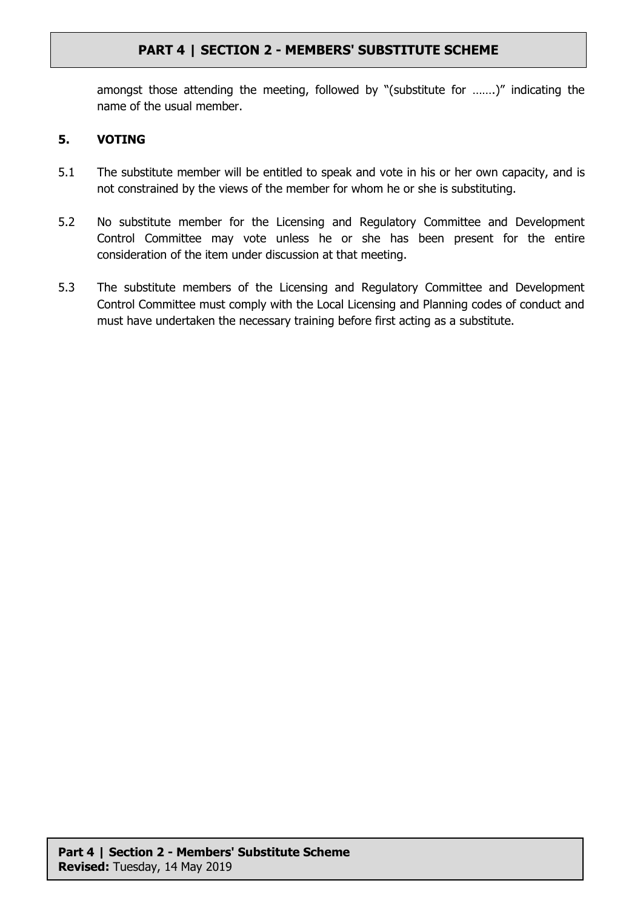amongst those attending the meeting, followed by "(substitute for …….)" indicating the name of the usual member.

## 5. VOTING

5.1 The substitute member will be entitled to speak and vote in his or her own capacity, and is not constrained by the views of the member for whom he or she is substituting.

5.2 No substitute member for the Licensing and Regulatory Committee and Development Control Committee may vote unless he or she has been present for the entire consideration of the item under discussion at that meeting.

5.3 The substitute members of the Licensing and Regulatory Committee and Development Control Committee must comply with the Local Licensing and Planning codes of conduct and must have undertaken the necessary training before first acting as a substitute.